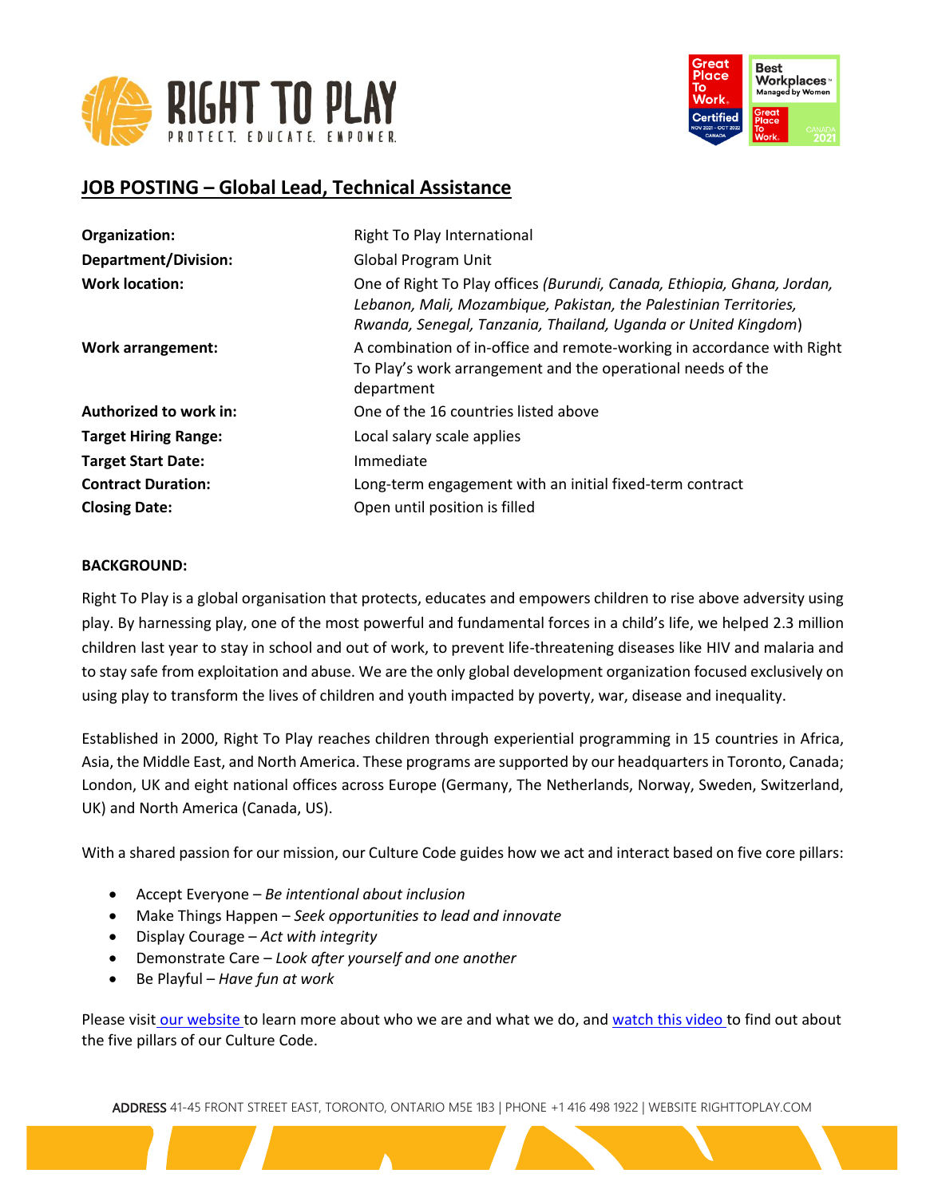# JOB POSTING – Global Lead, Technical Assistance

| | |
|---|---|
| **Organization:** | Right To Play International |
| **Department/Division:** | Global Program Unit |
| **Work location:** | One of Right To Play offices *(Burundi, Canada, Ethiopia, Ghana, Jordan, Lebanon, Mali, Mozambique, Pakistan, the Palestinian Territories, Rwanda, Senegal, Tanzania, Thailand, Uganda or United Kingdom*) |
| **Work arrangement:** | A combination of in-office and remote-working in accordance with Right To Play's work arrangement and the operational needs of the department |
| **Authorized to work in:** | One of the 16 countries listed above |
| **Target Hiring Range:** | Local salary scale applies |
| **Target Start Date:** | Immediate |
| **Contract Duration:** | Long-term engagement with an initial fixed-term contract |
| **Closing Date:** | Open until position is filled |

**BACKGROUND:**

Right To Play is a global organisation that protects, educates and empowers children to rise above adversity using play. By harnessing play, one of the most powerful and fundamental forces in a child's life, we helped 2.3 million children last year to stay in school and out of work, to prevent life-threatening diseases like HIV and malaria and to stay safe from exploitation and abuse. We are the only global development organization focused exclusively on using play to transform the lives of children and youth impacted by poverty, war, disease and inequality.

Established in 2000, Right To Play reaches children through experiential programming in 15 countries in Africa, Asia, the Middle East, and North America. These programs are supported by our headquarters in Toronto, Canada; London, UK and eight national offices across Europe (Germany, The Netherlands, Norway, Sweden, Switzerland, UK) and North America (Canada, US).

With a shared passion for our mission, our Culture Code guides how we act and interact based on five core pillars:

- Accept Everyone – *Be intentional about inclusion*
- Make Things Happen – *Seek opportunities to lead and innovate*
- Display Courage – *Act with integrity*
- Demonstrate Care – *Look after yourself and one another*
- Be Playful – *Have fun at work*

Please visit our website to learn more about who we are and what we do, and watch this video to find out about the five pillars of our Culture Code.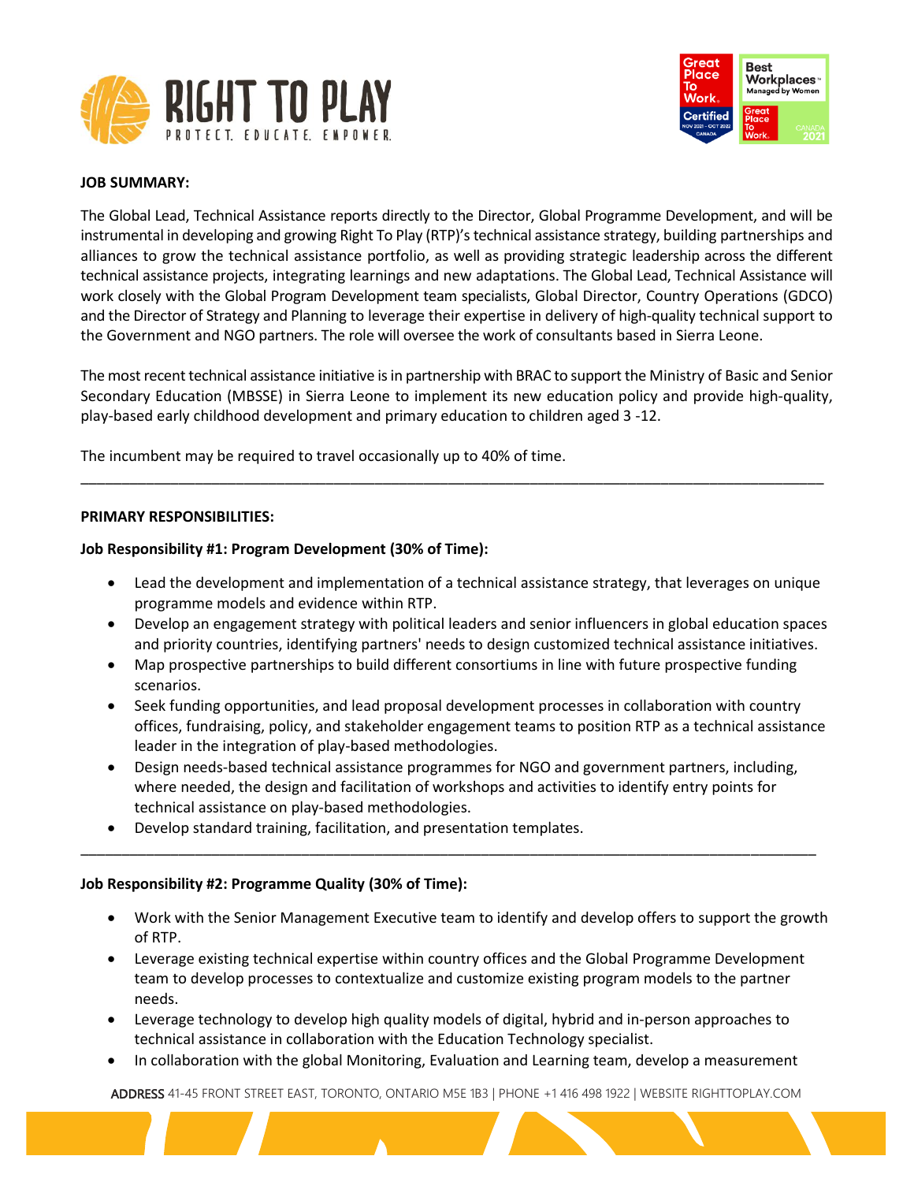**JOB SUMMARY:**

The Global Lead, Technical Assistance reports directly to the Director, Global Programme Development, and will be instrumental in developing and growing Right To Play (RTP)'s technical assistance strategy, building partnerships and alliances to grow the technical assistance portfolio, as well as providing strategic leadership across the different technical assistance projects, integrating learnings and new adaptations. The Global Lead, Technical Assistance will work closely with the Global Program Development team specialists, Global Director, Country Operations (GDCO) and the Director of Strategy and Planning to leverage their expertise in delivery of high-quality technical support to the Government and NGO partners. The role will oversee the work of consultants based in Sierra Leone.

The most recent technical assistance initiative is in partnership with BRAC to support the Ministry of Basic and Senior Secondary Education (MBSSE) in Sierra Leone to implement its new education policy and provide high-quality, play-based early childhood development and primary education to children aged 3 -12.

The incumbent may be required to travel occasionally up to 40% of time.

---

**PRIMARY RESPONSIBILITIES:**

**Job Responsibility #1: Program Development (30% of Time):**

- Lead the development and implementation of a technical assistance strategy, that leverages on unique programme models and evidence within RTP.
- Develop an engagement strategy with political leaders and senior influencers in global education spaces and priority countries, identifying partners' needs to design customized technical assistance initiatives.
- Map prospective partnerships to build different consortiums in line with future prospective funding scenarios.
- Seek funding opportunities, and lead proposal development processes in collaboration with country offices, fundraising, policy, and stakeholder engagement teams to position RTP as a technical assistance leader in the integration of play-based methodologies.
- Design needs-based technical assistance programmes for NGO and government partners, including, where needed, the design and facilitation of workshops and activities to identify entry points for technical assistance on play-based methodologies.
- Develop standard training, facilitation, and presentation templates.

---

**Job Responsibility #2: Programme Quality (30% of Time):**

- Work with the Senior Management Executive team to identify and develop offers to support the growth of RTP.
- Leverage existing technical expertise within country offices and the Global Programme Development team to develop processes to contextualize and customize existing program models to the partner needs.
- Leverage technology to develop high quality models of digital, hybrid and in-person approaches to technical assistance in collaboration with the Education Technology specialist.
- In collaboration with the global Monitoring, Evaluation and Learning team, develop a measurement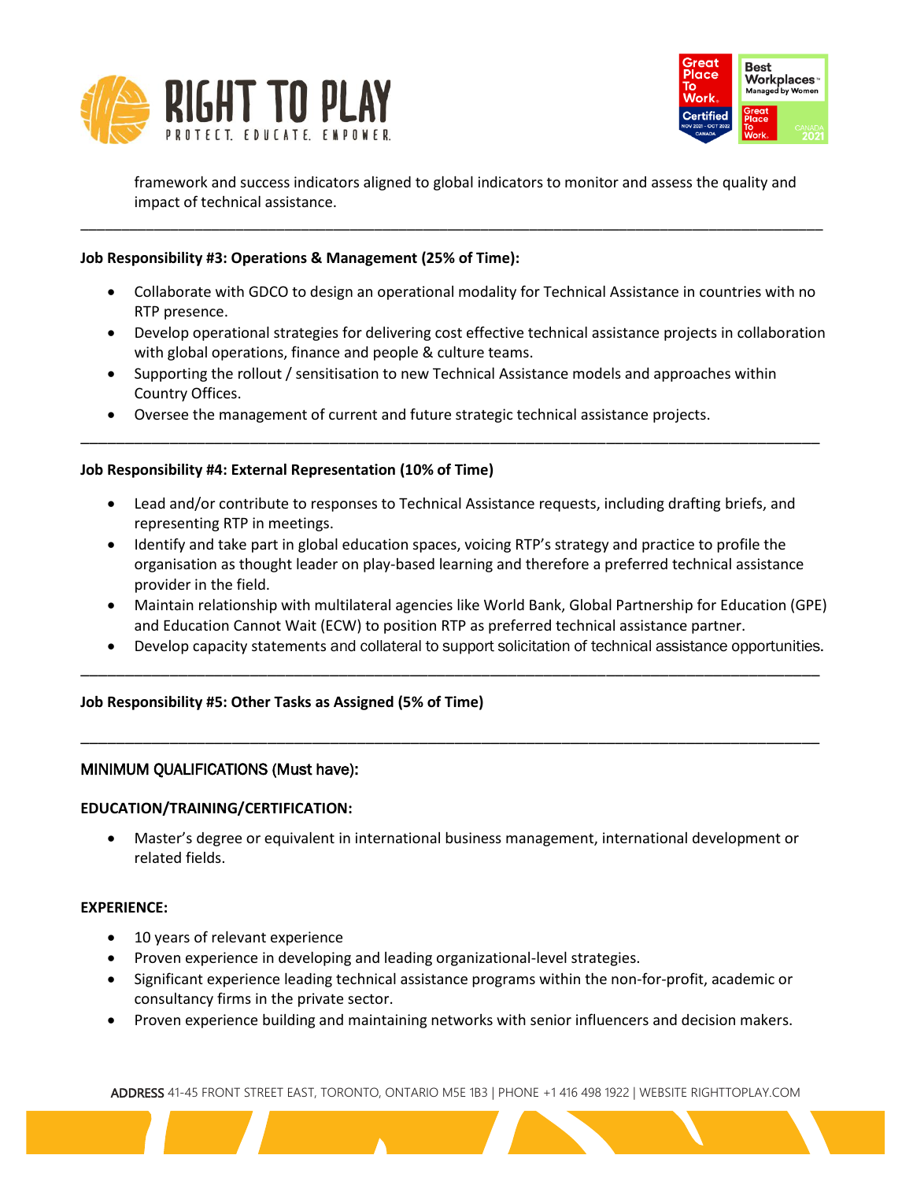framework and success indicators aligned to global indicators to monitor and assess the quality and impact of technical assistance.

---

**Job Responsibility #3: Operations & Management (25% of Time):**

- Collaborate with GDCO to design an operational modality for Technical Assistance in countries with no RTP presence.
- Develop operational strategies for delivering cost effective technical assistance projects in collaboration with global operations, finance and people & culture teams.
- Supporting the rollout / sensitisation to new Technical Assistance models and approaches within Country Offices.
- Oversee the management of current and future strategic technical assistance projects.

---

**Job Responsibility #4: External Representation (10% of Time)**

- Lead and/or contribute to responses to Technical Assistance requests, including drafting briefs, and representing RTP in meetings.
- Identify and take part in global education spaces, voicing RTP's strategy and practice to profile the organisation as thought leader on play-based learning and therefore a preferred technical assistance provider in the field.
- Maintain relationship with multilateral agencies like World Bank, Global Partnership for Education (GPE) and Education Cannot Wait (ECW) to position RTP as preferred technical assistance partner.
- Develop capacity statements and collateral to support solicitation of technical assistance opportunities.

---

**Job Responsibility #5: Other Tasks as Assigned (5% of Time)**

---

MINIMUM QUALIFICATIONS (Must have):

**EDUCATION/TRAINING/CERTIFICATION:**

- Master's degree or equivalent in international business management, international development or related fields.

**EXPERIENCE:**

- 10 years of relevant experience
- Proven experience in developing and leading organizational-level strategies.
- Significant experience leading technical assistance programs within the non-for-profit, academic or consultancy firms in the private sector.
- Proven experience building and maintaining networks with senior influencers and decision makers.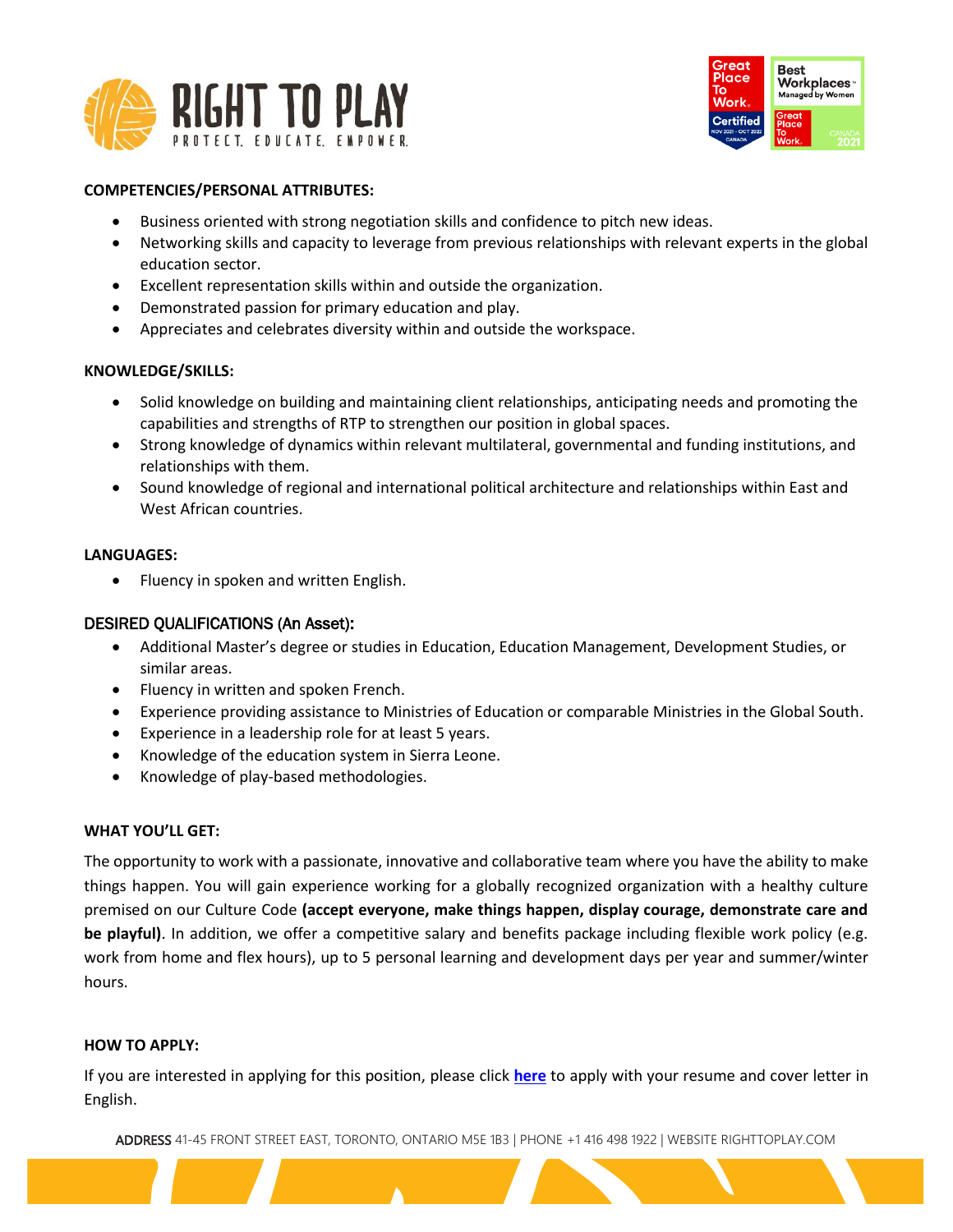## COMPETENCIES/PERSONAL ATTRIBUTES:

- Business oriented with strong negotiation skills and confidence to pitch new ideas.
- Networking skills and capacity to leverage from previous relationships with relevant experts in the global education sector.
- Excellent representation skills within and outside the organization.
- Demonstrated passion for primary education and play.
- Appreciates and celebrates diversity within and outside the workspace.

## KNOWLEDGE/SKILLS:

- Solid knowledge on building and maintaining client relationships, anticipating needs and promoting the capabilities and strengths of RTP to strengthen our position in global spaces.
- Strong knowledge of dynamics within relevant multilateral, governmental and funding institutions, and relationships with them.
- Sound knowledge of regional and international political architecture and relationships within East and West African countries.

## LANGUAGES:

- Fluency in spoken and written English.

## DESIRED QUALIFICATIONS (An Asset):

- Additional Master's degree or studies in Education, Education Management, Development Studies, or similar areas.
- Fluency in written and spoken French.
- Experience providing assistance to Ministries of Education or comparable Ministries in the Global South.
- Experience in a leadership role for at least 5 years.
- Knowledge of the education system in Sierra Leone.
- Knowledge of play-based methodologies.

## WHAT YOU'LL GET:

The opportunity to work with a passionate, innovative and collaborative team where you have the ability to make things happen. You will gain experience working for a globally recognized organization with a healthy culture premised on our Culture Code **(accept everyone, make things happen, display courage, demonstrate care and be playful)**. In addition, we offer a competitive salary and benefits package including flexible work policy (e.g. work from home and flex hours), up to 5 personal learning and development days per year and summer/winter hours.

## HOW TO APPLY:

If you are interested in applying for this position, please click **here** to apply with your resume and cover letter in English.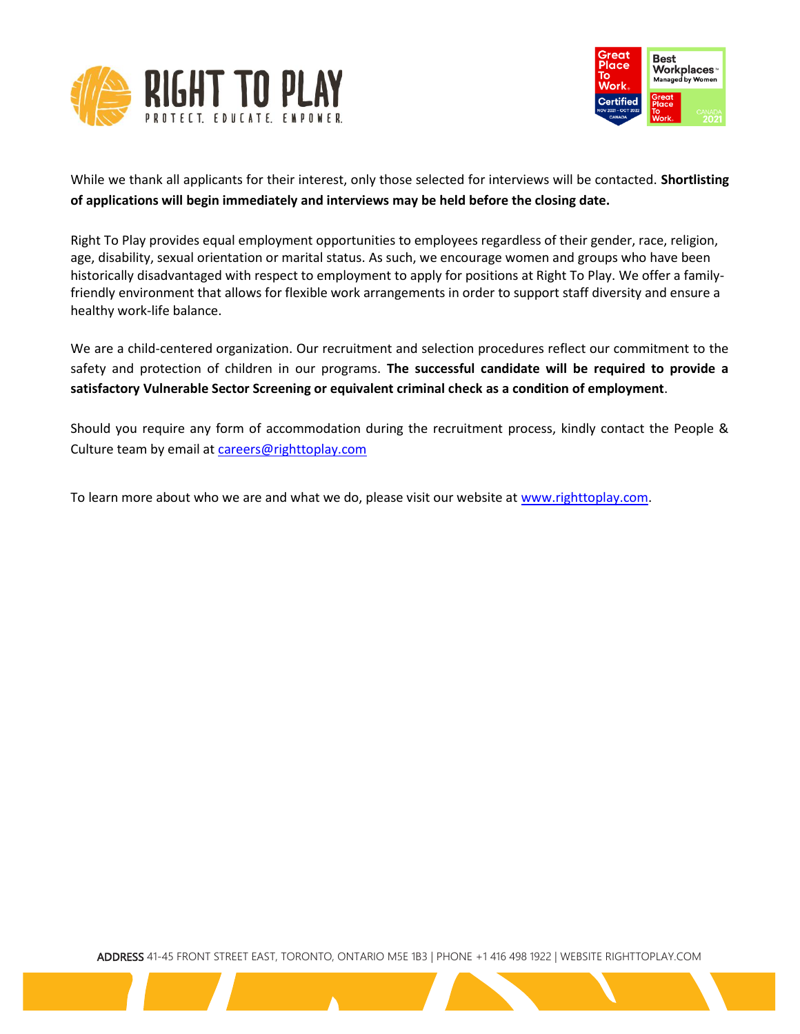While we thank all applicants for their interest, only those selected for interviews will be contacted. **Shortlisting of applications will begin immediately and interviews may be held before the closing date.**

Right To Play provides equal employment opportunities to employees regardless of their gender, race, religion, age, disability, sexual orientation or marital status. As such, we encourage women and groups who have been historically disadvantaged with respect to employment to apply for positions at Right To Play. We offer a family-friendly environment that allows for flexible work arrangements in order to support staff diversity and ensure a healthy work-life balance.

We are a child-centered organization. Our recruitment and selection procedures reflect our commitment to the safety and protection of children in our programs. **The successful candidate will be required to provide a satisfactory Vulnerable Sector Screening or equivalent criminal check as a condition of employment**.

Should you require any form of accommodation during the recruitment process, kindly contact the People & Culture team by email at careers@righttoplay.com

To learn more about who we are and what we do, please visit our website at www.righttoplay.com.